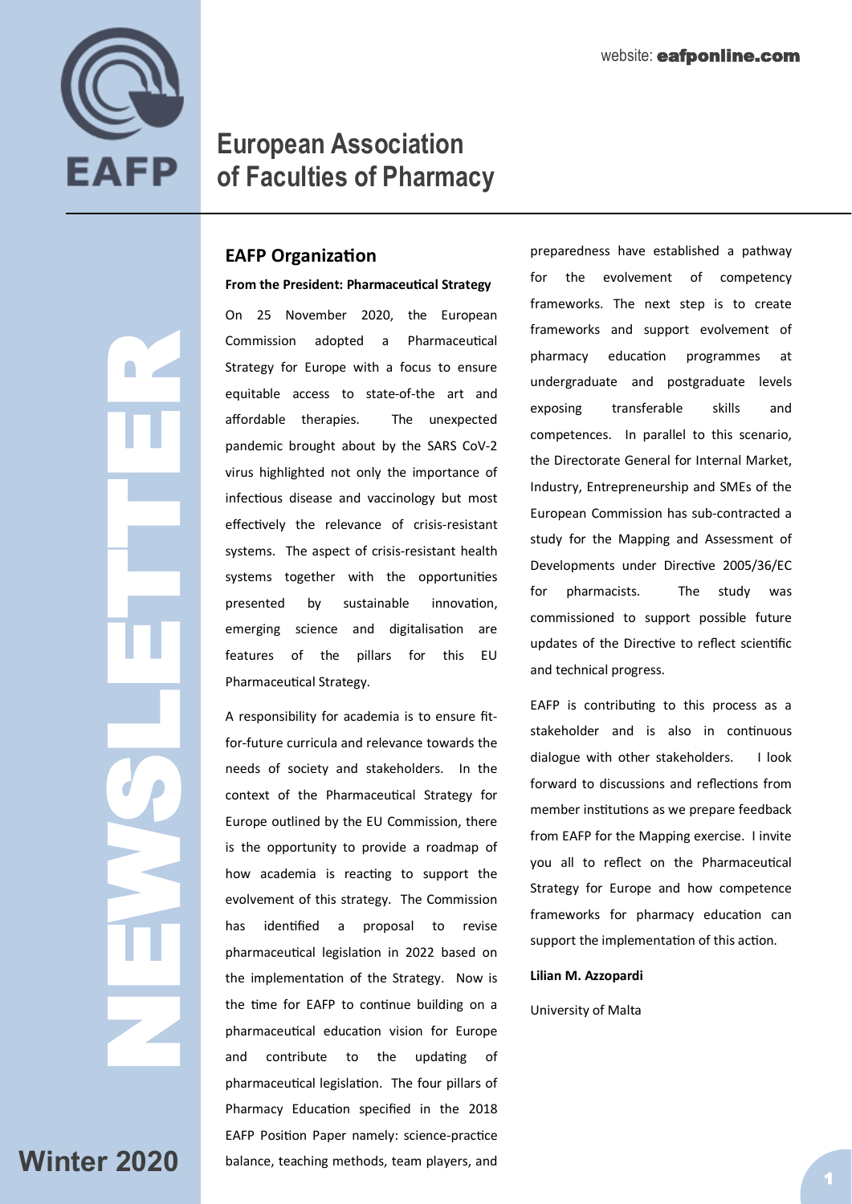website: **eafponline.com**

# European Association of Faculties of Pharmacy

NEWSLETTER

**Winter 2020**

## EAFP Organization

**From the President: Pharmaceutical Strategy**

On 25 November 2020, the European Commission adopted a Pharmaceutical Strategy for Europe with a focus to ensure equitable access to state-of-the art and affordable therapies. The unexpected pandemic brought about by the SARS CoV-2 virus highlighted not only the importance of infectious disease and vaccinology but most effectively the relevance of crisis-resistant systems. The aspect of crisis-resistant health systems together with the opportunities presented by sustainable innovation, emerging science and digitalisation are features of the pillars for this EU Pharmaceutical Strategy.

A responsibility for academia is to ensure fit-for-future curricula and relevance towards the needs of society and stakeholders. In the context of the Pharmaceutical Strategy for Europe outlined by the EU Commission, there is the opportunity to provide a roadmap of how academia is reacting to support the evolvement of this strategy. The Commission has identified a proposal to revise pharmaceutical legislation in 2022 based on the implementation of the Strategy. Now is the time for EAFP to continue building on a pharmaceutical education vision for Europe and contribute to the updating of pharmaceutical legislation. The four pillars of Pharmacy Education specified in the 2018 EAFP Position Paper namely: science-practice balance, teaching methods, team players, and preparedness have established a pathway for the evolvement of competency frameworks. The next step is to create frameworks and support evolvement of pharmacy education programmes at undergraduate and postgraduate levels exposing transferable skills and competences. In parallel to this scenario, the Directorate General for Internal Market, Industry, Entrepreneurship and SMEs of the European Commission has sub-contracted a study for the Mapping and Assessment of Developments under Directive 2005/36/EC for pharmacists. The study was commissioned to support possible future updates of the Directive to reflect scientific and technical progress.

EAFP is contributing to this process as a stakeholder and is also in continuous dialogue with other stakeholders. I look forward to discussions and reflections from member institutions as we prepare feedback from EAFP for the Mapping exercise. I invite you all to reflect on the Pharmaceutical Strategy for Europe and how competence frameworks for pharmacy education can support the implementation of this action.

**Lilian M. Azzopardi**

University of Malta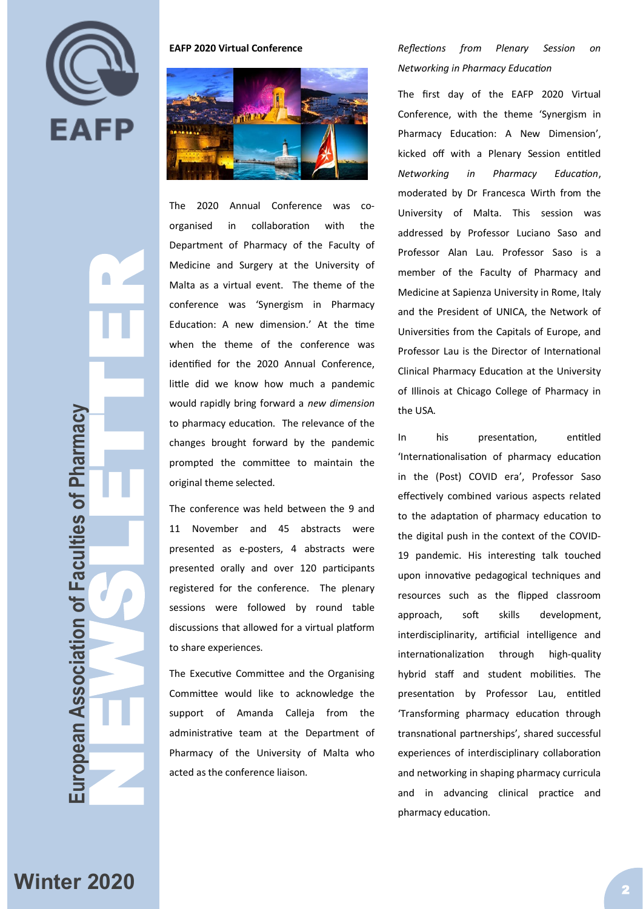## EAFP 2020 Virtual Conference

The 2020 Annual Conference was co-organised in collaboration with the Department of Pharmacy of the Faculty of Medicine and Surgery at the University of Malta as a virtual event. The theme of the conference was 'Synergism in Pharmacy Education: A new dimension.' At the time when the theme of the conference was identified for the 2020 Annual Conference, little did we know how much a pandemic would rapidly bring forward a *new dimension* to pharmacy education. The relevance of the changes brought forward by the pandemic prompted the committee to maintain the original theme selected.

The conference was held between the 9 and 11 November and 45 abstracts were presented as e-posters, 4 abstracts were presented orally and over 120 participants registered for the conference. The plenary sessions were followed by round table discussions that allowed for a virtual platform to share experiences.

The Executive Committee and the Organising Committee would like to acknowledge the support of Amanda Calleja from the administrative team at the Department of Pharmacy of the University of Malta who acted as the conference liaison.

*Reflections from Plenary Session on Networking in Pharmacy Education*

The first day of the EAFP 2020 Virtual Conference, with the theme 'Synergism in Pharmacy Education: A New Dimension', kicked off with a Plenary Session entitled *Networking in Pharmacy Education*, moderated by Dr Francesca Wirth from the University of Malta. This session was addressed by Professor Luciano Saso and Professor Alan Lau. Professor Saso is a member of the Faculty of Pharmacy and Medicine at Sapienza University in Rome, Italy and the President of UNICA, the Network of Universities from the Capitals of Europe, and Professor Lau is the Director of International Clinical Pharmacy Education at the University of Illinois at Chicago College of Pharmacy in the USA.

In his presentation, entitled 'Internationalisation of pharmacy education in the (Post) COVID era', Professor Saso effectively combined various aspects related to the adaptation of pharmacy education to the digital push in the context of the COVID-19 pandemic. His interesting talk touched upon innovative pedagogical techniques and resources such as the flipped classroom approach, soft skills development, interdisciplinarity, artificial intelligence and internationalization through high-quality hybrid staff and student mobilities. The presentation by Professor Lau, entitled 'Transforming pharmacy education through transnational partnerships', shared successful experiences of interdisciplinary collaboration and networking in shaping pharmacy curricula and in advancing clinical practice and pharmacy education.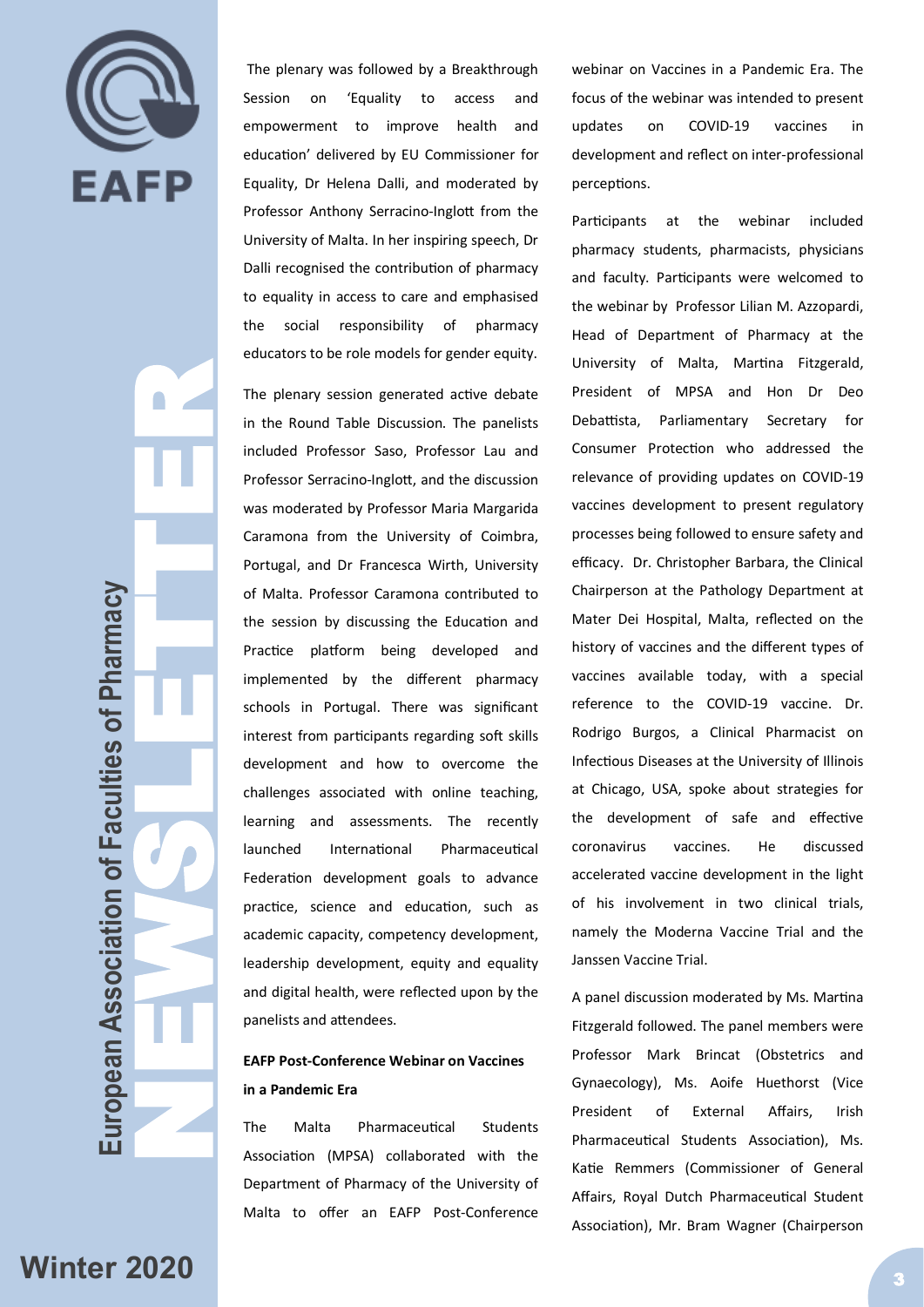The plenary was followed by a Breakthrough Session on 'Equality to access and empowerment to improve health and education' delivered by EU Commissioner for Equality, Dr Helena Dalli, and moderated by Professor Anthony Serracino-Inglott from the University of Malta. In her inspiring speech, Dr Dalli recognised the contribution of pharmacy to equality in access to care and emphasised the social responsibility of pharmacy educators to be role models for gender equity.

The plenary session generated active debate in the Round Table Discussion. The panelists included Professor Saso, Professor Lau and Professor Serracino-Inglott, and the discussion was moderated by Professor Maria Margarida Caramona from the University of Coimbra, Portugal, and Dr Francesca Wirth, University of Malta. Professor Caramona contributed to the session by discussing the Education and Practice platform being developed and implemented by the different pharmacy schools in Portugal. There was significant interest from participants regarding soft skills development and how to overcome the challenges associated with online teaching, learning and assessments. The recently launched International Pharmaceutical Federation development goals to advance practice, science and education, such as academic capacity, competency development, leadership development, equity and equality and digital health, were reflected upon by the panelists and attendees.

**EAFP Post-Conference Webinar on Vaccines in a Pandemic Era**

The Malta Pharmaceutical Students Association (MPSA) collaborated with the Department of Pharmacy of the University of Malta to offer an EAFP Post-Conference webinar on Vaccines in a Pandemic Era. The focus of the webinar was intended to present updates on COVID-19 vaccines in development and reflect on inter-professional perceptions.

Participants at the webinar included pharmacy students, pharmacists, physicians and faculty. Participants were welcomed to the webinar by Professor Lilian M. Azzopardi, Head of Department of Pharmacy at the University of Malta, Martina Fitzgerald, President of MPSA and Hon Dr Deo Debattista, Parliamentary Secretary for Consumer Protection who addressed the relevance of providing updates on COVID-19 vaccines development to present regulatory processes being followed to ensure safety and efficacy. Dr. Christopher Barbara, the Clinical Chairperson at the Pathology Department at Mater Dei Hospital, Malta, reflected on the history of vaccines and the different types of vaccines available today, with a special reference to the COVID-19 vaccine. Dr. Rodrigo Burgos, a Clinical Pharmacist on Infectious Diseases at the University of Illinois at Chicago, USA, spoke about strategies for the development of safe and effective coronavirus vaccines. He discussed accelerated vaccine development in the light of his involvement in two clinical trials, namely the Moderna Vaccine Trial and the Janssen Vaccine Trial.

A panel discussion moderated by Ms. Martina Fitzgerald followed. The panel members were Professor Mark Brincat (Obstetrics and Gynaecology), Ms. Aoife Huethorst (Vice President of External Affairs, Irish Pharmaceutical Students Association), Ms. Katie Remmers (Commissioner of General Affairs, Royal Dutch Pharmaceutical Student Association), Mr. Bram Wagner (Chairperson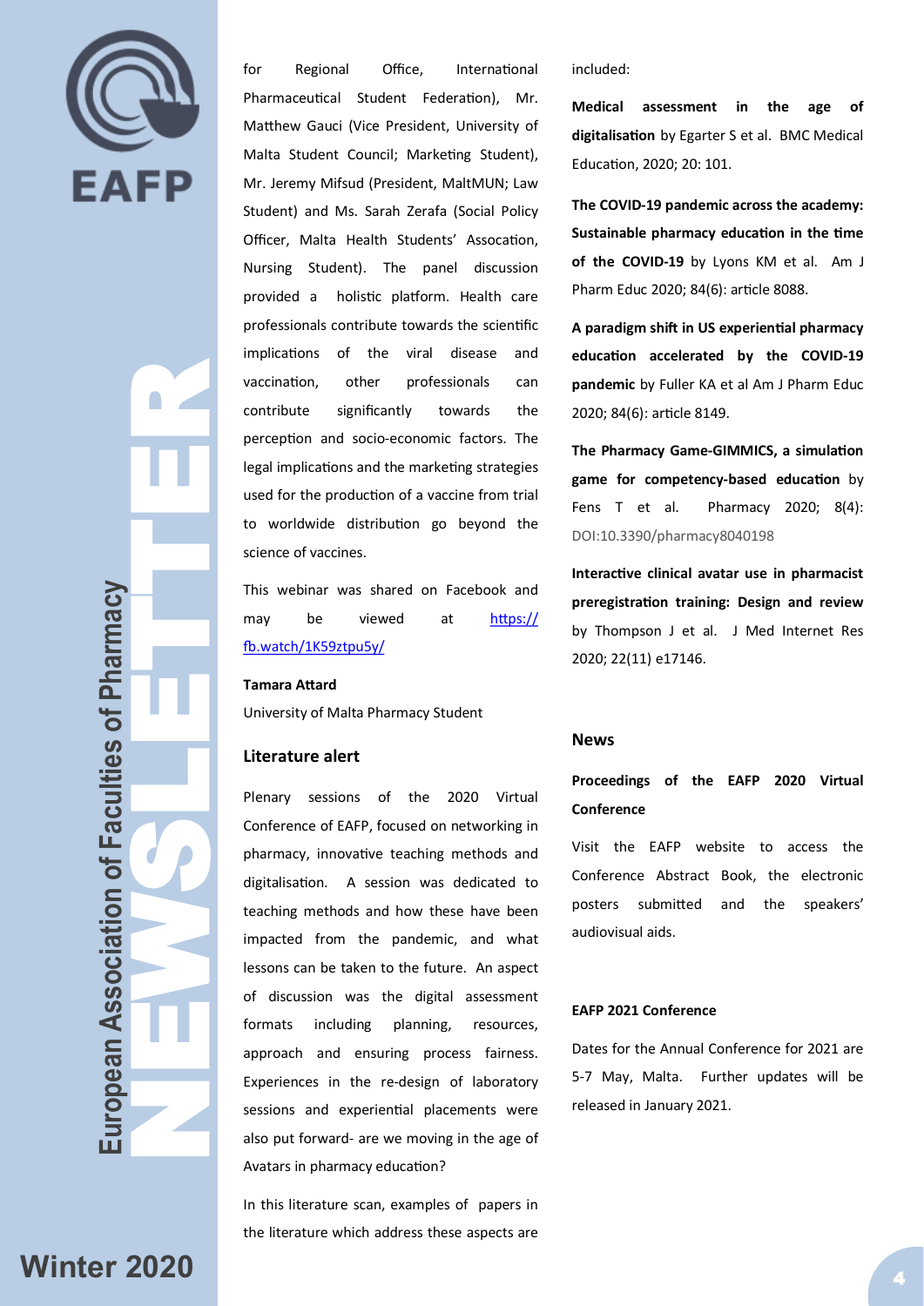for Regional Office, International Pharmaceutical Student Federation), Mr. Matthew Gauci (Vice President, University of Malta Student Council; Marketing Student), Mr. Jeremy Mifsud (President, MaltMUN; Law Student) and Ms. Sarah Zerafa (Social Policy Officer, Malta Health Students' Assocation, Nursing Student). The panel discussion provided a holistic platform. Health care professionals contribute towards the scientific implications of the viral disease and vaccination, other professionals can contribute significantly towards the perception and socio-economic factors. The legal implications and the marketing strategies used for the production of a vaccine from trial to worldwide distribution go beyond the science of vaccines.

This webinar was shared on Facebook and may be viewed at [https://fb.watch/1K59ztpu5y/](https://fb.watch/1K59ztpu5y/)

**Tamara Attard**

University of Malta Pharmacy Student

## Literature alert

Plenary sessions of the 2020 Virtual Conference of EAFP, focused on networking in pharmacy, innovative teaching methods and digitalisation. A session was dedicated to teaching methods and how these have been impacted from the pandemic, and what lessons can be taken to the future. An aspect of discussion was the digital assessment formats including planning, resources, approach and ensuring process fairness. Experiences in the re-design of laboratory sessions and experiential placements were also put forward- are we moving in the age of Avatars in pharmacy education?

In this literature scan, examples of papers in the literature which address these aspects are included:

**Medical assessment in the age of digitalisation** by Egarter S et al. BMC Medical Education, 2020; 20: 101.

**The COVID-19 pandemic across the academy: Sustainable pharmacy education in the time of the COVID-19** by Lyons KM et al. Am J Pharm Educ 2020; 84(6): article 8088.

**A paradigm shift in US experiential pharmacy education accelerated by the COVID-19 pandemic** by Fuller KA et al Am J Pharm Educ 2020; 84(6): article 8149.

**The Pharmacy Game-GIMMICS, a simulation game for competency-based education** by Fens T et al. Pharmacy 2020; 8(4): DOI:10.3390/pharmacy8040198

**Interactive clinical avatar use in pharmacist preregistration training: Design and review** by Thompson J et al. J Med Internet Res 2020; 22(11) e17146.

## News

### Proceedings of the EAFP 2020 Virtual Conference

Visit the EAFP website to access the Conference Abstract Book, the electronic posters submitted and the speakers' audiovisual aids.

### EAFP 2021 Conference

Dates for the Annual Conference for 2021 are 5-7 May, Malta. Further updates will be released in January 2021.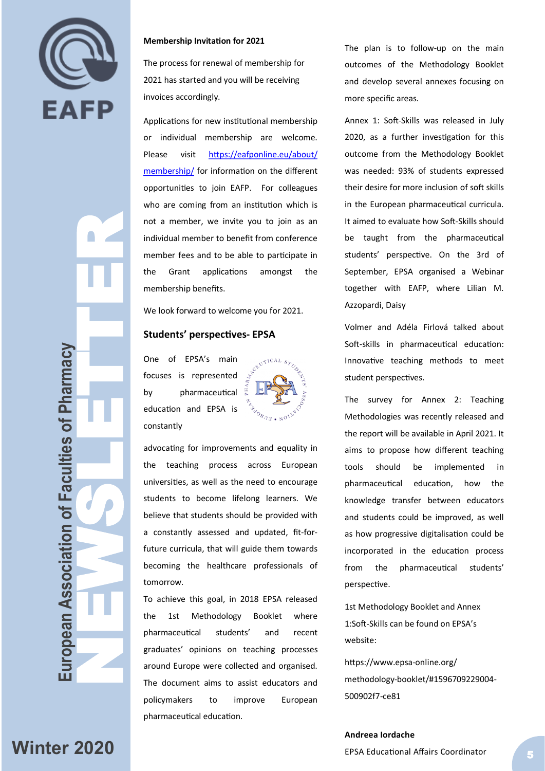**Membership Invitation for 2021**

The process for renewal of membership for 2021 has started and you will be receiving invoices accordingly.

Applications for new institutional membership or individual membership are welcome. Please visit [https://eafponline.eu/about/membership/](https://eafponline.eu/about/membership/) for information on the different opportunities to join EAFP. For colleagues who are coming from an institution which is not a member, we invite you to join as an individual member to benefit from conference member fees and to be able to participate in the Grant applications amongst the membership benefits.

We look forward to welcome you for 2021.

## Students' perspectives- EPSA

One of EPSA's main focuses is represented by pharmaceutical education and EPSA is constantly advocating for improvements and equality in the teaching process across European universities, as well as the need to encourage students to become lifelong learners. We believe that students should be provided with a constantly assessed and updated, fit-for-future curricula, that will guide them towards becoming the healthcare professionals of tomorrow.

To achieve this goal, in 2018 EPSA released the 1st Methodology Booklet where pharmaceutical students' and recent graduates' opinions on teaching processes around Europe were collected and organised. The document aims to assist educators and policymakers to improve European pharmaceutical education.

The plan is to follow-up on the main outcomes of the Methodology Booklet and develop several annexes focusing on more specific areas.

Annex 1: Soft-Skills was released in July 2020, as a further investigation for this outcome from the Methodology Booklet was needed: 93% of students expressed their desire for more inclusion of soft skills in the European pharmaceutical curricula. It aimed to evaluate how Soft-Skills should be taught from the pharmaceutical students' perspective. On the 3rd of September, EPSA organised a Webinar together with EAFP, where Lilian M. Azzopardi, Daisy

Volmer and Adéla Firlová talked about Soft-skills in pharmaceutical education: Innovative teaching methods to meet student perspectives.

The survey for Annex 2: Teaching Methodologies was recently released and the report will be available in April 2021. It aims to propose how different teaching tools should be implemented in pharmaceutical education, how the knowledge transfer between educators and students could be improved, as well as how progressive digitalisation could be incorporated in the education process from the pharmaceutical students' perspective.

1st Methodology Booklet and Annex 1:Soft-Skills can be found on EPSA's website:

https://www.epsa-online.org/methodology-booklet/#1596709229004-500902f7-ce81

**Andreea Iordache**

EPSA Educational Affairs Coordinator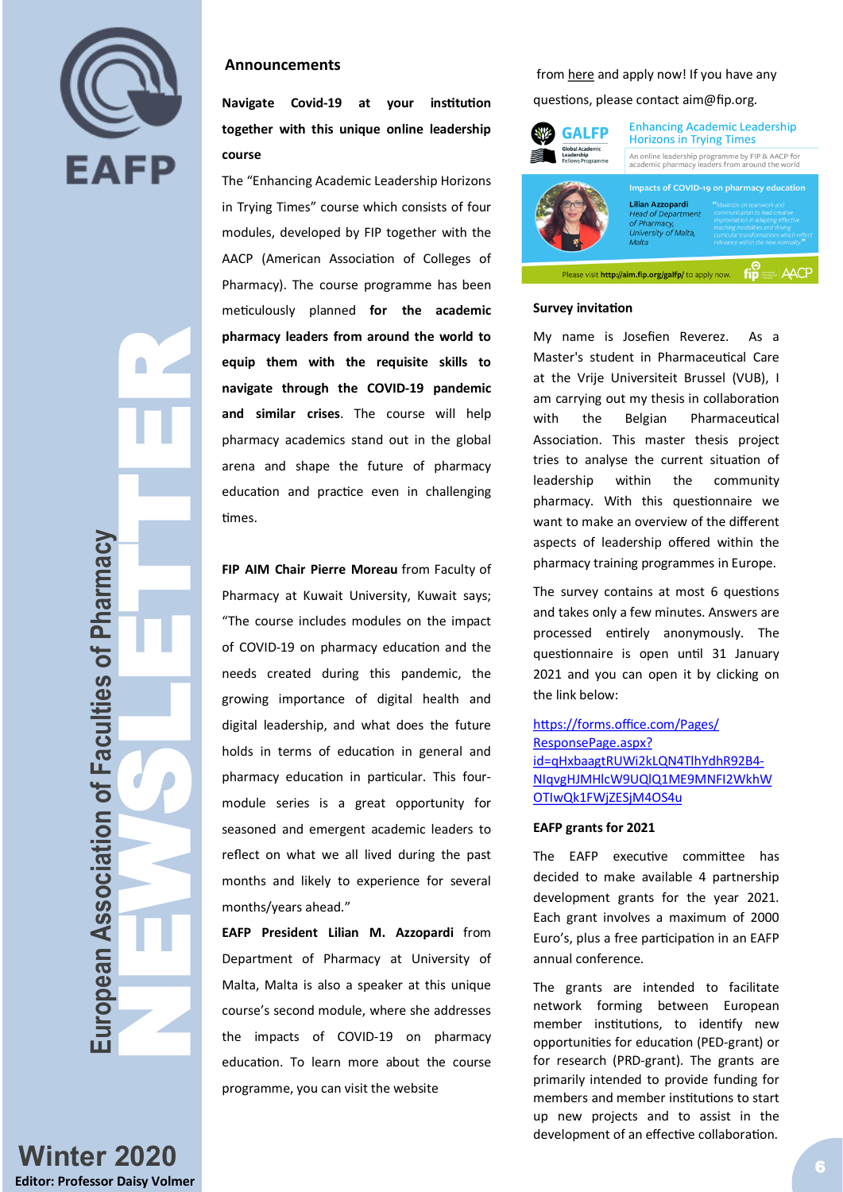## Announcements

**Navigate Covid-19 at your institution together with this unique online leadership course**

The "Enhancing Academic Leadership Horizons in Trying Times" course which consists of four modules, developed by FIP together with the AACP (American Association of Colleges of Pharmacy). The course programme has been meticulously planned **for the academic pharmacy leaders from around the world to equip them with the requisite skills to navigate through the COVID-19 pandemic and similar crises**. The course will help pharmacy academics stand out in the global arena and shape the future of pharmacy education and practice even in challenging times.

**FIP AIM Chair Pierre Moreau** from Faculty of Pharmacy at Kuwait University, Kuwait says; "The course includes modules on the impact of COVID-19 on pharmacy education and the needs created during this pandemic, the growing importance of digital health and digital leadership, and what does the future holds in terms of education in general and pharmacy education in particular. This four-module series is a great opportunity for seasoned and emergent academic leaders to reflect on what we all lived during the past months and likely to experience for several months/years ahead."

**EAFP President Lilian M. Azzopardi** from Department of Pharmacy at University of Malta, Malta is also a speaker at this unique course's second module, where she addresses the impacts of COVID-19 on pharmacy education. To learn more about the course programme, you can visit the website from here and apply now! If you have any questions, please contact aim@fip.org.

GALFP Global Academic Leadership Fellows Programme

Enhancing Academic Leadership Horizons in Trying Times

An online leadership programme by FIP & AACP for academic pharmacy leaders from around the world

Impacts of COVID-19 on pharmacy education

Lilian Azzopardi
*Head of Department of Pharmacy, University of Malta, Malta*

*"Maximize on teamwork and communication to lead creative improvisation in adapting effective teaching modalities and driving curricular transformations which reflect relevance within the new normality"*

Please visit **http://aim.fip.org/galfp/** to apply now.

### Survey invitation

My name is Josefien Reverez. As a Master's student in Pharmaceutical Care at the Vrije Universiteit Brussel (VUB), I am carrying out my thesis in collaboration with the Belgian Pharmaceutical Association. This master thesis project tries to analyse the current situation of leadership within the community pharmacy. With this questionnaire we want to make an overview of the different aspects of leadership offered within the pharmacy training programmes in Europe.

The survey contains at most 6 questions and takes only a few minutes. Answers are processed entirely anonymously. The questionnaire is open until 31 January 2021 and you can open it by clicking on the link below:

https://forms.office.com/Pages/ResponsePage.aspx?id=qHxbaagtRUWi2kLQN4TlhYdhR92B4-NIqvgHJMHlcW9UQlQ1ME9MNFI2WkhWOTIwQk1FWjZESjM4OS4u

### EAFP grants for 2021

The EAFP executive committee has decided to make available 4 partnership development grants for the year 2021. Each grant involves a maximum of 2000 Euro's, plus a free participation in an EAFP annual conference.

The grants are intended to facilitate network forming between European member institutions, to identify new opportunities for education (PED-grant) or for research (PRD-grant). The grants are primarily intended to provide funding for members and member institutions to start up new projects and to assist in the development of an effective collaboration.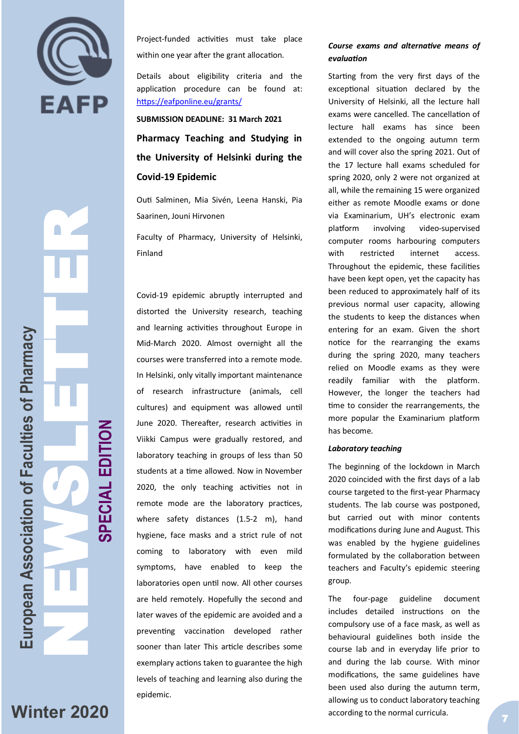Project-funded activities must take place within one year after the grant allocation.

Details about eligibility criteria and the application procedure can be found at: https://eafponline.eu/grants/

**SUBMISSION DEADLINE: 31 March 2021**

## Pharmacy Teaching and Studying in the University of Helsinki during the Covid-19 Epidemic

Outi Salminen, Mia Sivén, Leena Hanski, Pia Saarinen, Jouni Hirvonen

Faculty of Pharmacy, University of Helsinki, Finland

Covid-19 epidemic abruptly interrupted and distorted the University research, teaching and learning activities throughout Europe in Mid-March 2020. Almost overnight all the courses were transferred into a remote mode. In Helsinki, only vitally important maintenance of research infrastructure (animals, cell cultures) and equipment was allowed until June 2020. Thereafter, research activities in Viikki Campus were gradually restored, and laboratory teaching in groups of less than 50 students at a time allowed. Now in November 2020, the only teaching activities not in remote mode are the laboratory practices, where safety distances (1.5-2 m), hand hygiene, face masks and a strict rule of not coming to laboratory with even mild symptoms, have enabled to keep the laboratories open until now. All other courses are held remotely. Hopefully the second and later waves of the epidemic are avoided and a preventing vaccination developed rather sooner than later This article describes some exemplary actions taken to guarantee the high levels of teaching and learning also during the epidemic.

### *Course exams and alternative means of evaluation*

Starting from the very first days of the exceptional situation declared by the University of Helsinki, all the lecture hall exams were cancelled. The cancellation of lecture hall exams has since been extended to the ongoing autumn term and will cover also the spring 2021. Out of the 17 lecture hall exams scheduled for spring 2020, only 2 were not organized at all, while the remaining 15 were organized either as remote Moodle exams or done via Examinarium, UH's electronic exam platform involving video-supervised computer rooms harbouring computers with restricted internet access. Throughout the epidemic, these facilities have been kept open, yet the capacity has been reduced to approximately half of its previous normal user capacity, allowing the students to keep the distances when entering for an exam. Given the short notice for the rearranging the exams during the spring 2020, many teachers relied on Moodle exams as they were readily familiar with the platform. However, the longer the teachers had time to consider the rearrangements, the more popular the Examinarium platform has become.

### *Laboratory teaching*

The beginning of the lockdown in March 2020 coincided with the first days of a lab course targeted to the first-year Pharmacy students. The lab course was postponed, but carried out with minor contents modifications during June and August. This was enabled by the hygiene guidelines formulated by the collaboration between teachers and Faculty's epidemic steering group.

The four-page guideline document includes detailed instructions on the compulsory use of a face mask, as well as behavioural guidelines both inside the course lab and in everyday life prior to and during the lab course. With minor modifications, the same guidelines have been used also during the autumn term, allowing us to conduct laboratory teaching according to the normal curricula.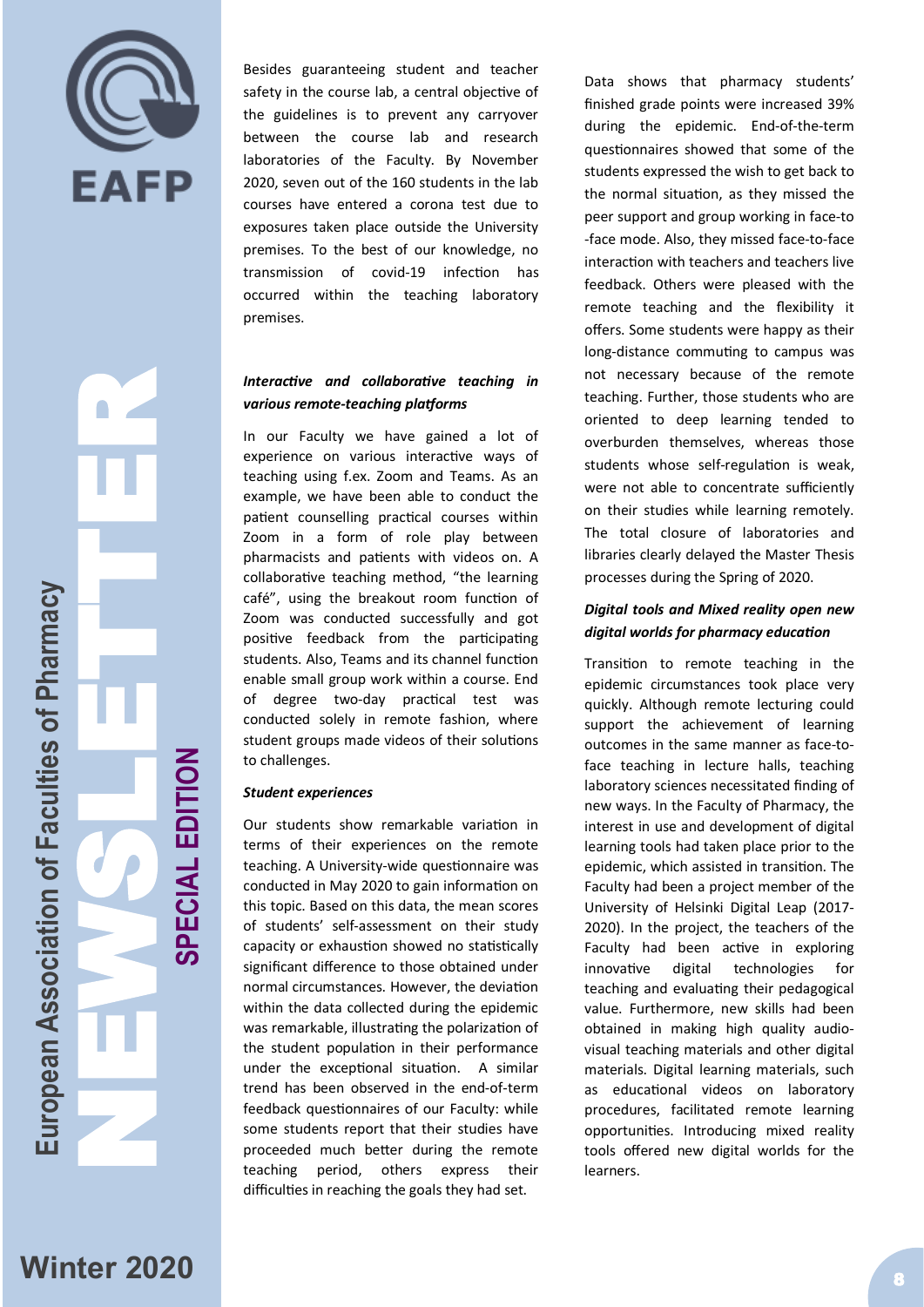Besides guaranteeing student and teacher safety in the course lab, a central objective of the guidelines is to prevent any carryover between the course lab and research laboratories of the Faculty. By November 2020, seven out of the 160 students in the lab courses have entered a corona test due to exposures taken place outside the University premises. To the best of our knowledge, no transmission of covid-19 infection has occurred within the teaching laboratory premises.

***Interactive and collaborative teaching in various remote-teaching platforms***

In our Faculty we have gained a lot of experience on various interactive ways of teaching using f.ex. Zoom and Teams. As an example, we have been able to conduct the patient counselling practical courses within Zoom in a form of role play between pharmacists and patients with videos on. A collaborative teaching method, "the learning café", using the breakout room function of Zoom was conducted successfully and got positive feedback from the participating students. Also, Teams and its channel function enable small group work within a course. End of degree two-day practical test was conducted solely in remote fashion, where student groups made videos of their solutions to challenges.

***Student experiences***

Our students show remarkable variation in terms of their experiences on the remote teaching. A University-wide questionnaire was conducted in May 2020 to gain information on this topic. Based on this data, the mean scores of students' self-assessment on their study capacity or exhaustion showed no statistically significant difference to those obtained under normal circumstances. However, the deviation within the data collected during the epidemic was remarkable, illustrating the polarization of the student population in their performance under the exceptional situation. A similar trend has been observed in the end-of-term feedback questionnaires of our Faculty: while some students report that their studies have proceeded much better during the remote teaching period, others express their difficulties in reaching the goals they had set.

Data shows that pharmacy students' finished grade points were increased 39% during the epidemic. End-of-the-term questionnaires showed that some of the students expressed the wish to get back to the normal situation, as they missed the peer support and group working in face-to-face mode. Also, they missed face-to-face interaction with teachers and teachers live feedback. Others were pleased with the remote teaching and the flexibility it offers. Some students were happy as their long-distance commuting to campus was not necessary because of the remote teaching. Further, those students who are oriented to deep learning tended to overburden themselves, whereas those students whose self-regulation is weak, were not able to concentrate sufficiently on their studies while learning remotely. The total closure of laboratories and libraries clearly delayed the Master Thesis processes during the Spring of 2020.

***Digital tools and Mixed reality open new digital worlds for pharmacy education***

Transition to remote teaching in the epidemic circumstances took place very quickly. Although remote lecturing could support the achievement of learning outcomes in the same manner as face-to-face teaching in lecture halls, teaching laboratory sciences necessitated finding of new ways. In the Faculty of Pharmacy, the interest in use and development of digital learning tools had taken place prior to the epidemic, which assisted in transition. The Faculty had been a project member of the University of Helsinki Digital Leap (2017-2020). In the project, the teachers of the Faculty had been active in exploring innovative digital technologies for teaching and evaluating their pedagogical value. Furthermore, new skills had been obtained in making high quality audio-visual teaching materials and other digital materials. Digital learning materials, such as educational videos on laboratory procedures, facilitated remote learning opportunities. Introducing mixed reality tools offered new digital worlds for the learners.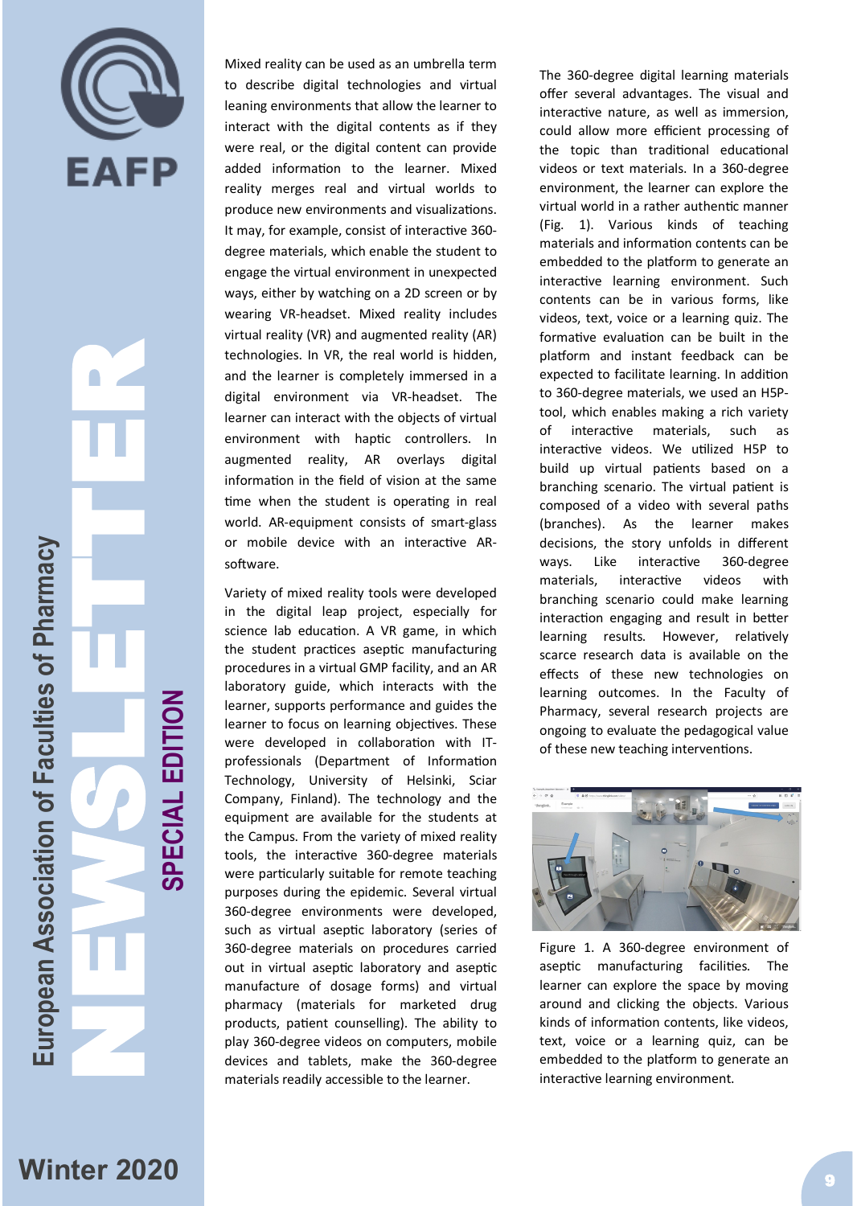Mixed reality can be used as an umbrella term to describe digital technologies and virtual leaning environments that allow the learner to interact with the digital contents as if they were real, or the digital content can provide added information to the learner. Mixed reality merges real and virtual worlds to produce new environments and visualizations. It may, for example, consist of interactive 360-degree materials, which enable the student to engage the virtual environment in unexpected ways, either by watching on a 2D screen or by wearing VR-headset. Mixed reality includes virtual reality (VR) and augmented reality (AR) technologies. In VR, the real world is hidden, and the learner is completely immersed in a digital environment via VR-headset. The learner can interact with the objects of virtual environment with haptic controllers. In augmented reality, AR overlays digital information in the field of vision at the same time when the student is operating in real world. AR-equipment consists of smart-glass or mobile device with an interactive AR-software.

Variety of mixed reality tools were developed in the digital leap project, especially for science lab education. A VR game, in which the student practices aseptic manufacturing procedures in a virtual GMP facility, and an AR laboratory guide, which interacts with the learner, supports performance and guides the learner to focus on learning objectives. These were developed in collaboration with IT-professionals (Department of Information Technology, University of Helsinki, Sciar Company, Finland). The technology and the equipment are available for the students at the Campus. From the variety of mixed reality tools, the interactive 360-degree materials were particularly suitable for remote teaching purposes during the epidemic. Several virtual 360-degree environments were developed, such as virtual aseptic laboratory (series of 360-degree materials on procedures carried out in virtual aseptic laboratory and aseptic manufacture of dosage forms) and virtual pharmacy (materials for marketed drug products, patient counselling). The ability to play 360-degree videos on computers, mobile devices and tablets, make the 360-degree materials readily accessible to the learner.

The 360-degree digital learning materials offer several advantages. The visual and interactive nature, as well as immersion, could allow more efficient processing of the topic than traditional educational videos or text materials. In a 360-degree environment, the learner can explore the virtual world in a rather authentic manner (Fig. 1). Various kinds of teaching materials and information contents can be embedded to the platform to generate an interactive learning environment. Such contents can be in various forms, like videos, text, voice or a learning quiz. The formative evaluation can be built in the platform and instant feedback can be expected to facilitate learning. In addition to 360-degree materials, we used an H5P-tool, which enables making a rich variety of interactive materials, such as interactive videos. We utilized H5P to build up virtual patients based on a branching scenario. The virtual patient is composed of a video with several paths (branches). As the learner makes decisions, the story unfolds in different ways. Like interactive 360-degree materials, interactive videos with branching scenario could make learning interaction engaging and result in better learning results. However, relatively scarce research data is available on the effects of these new technologies on learning outcomes. In the Faculty of Pharmacy, several research projects are ongoing to evaluate the pedagogical value of these new teaching interventions.

Figure 1. A 360-degree environment of aseptic manufacturing facilities. The learner can explore the space by moving around and clicking the objects. Various kinds of information contents, like videos, text, voice or a learning quiz, can be embedded to the platform to generate an interactive learning environment.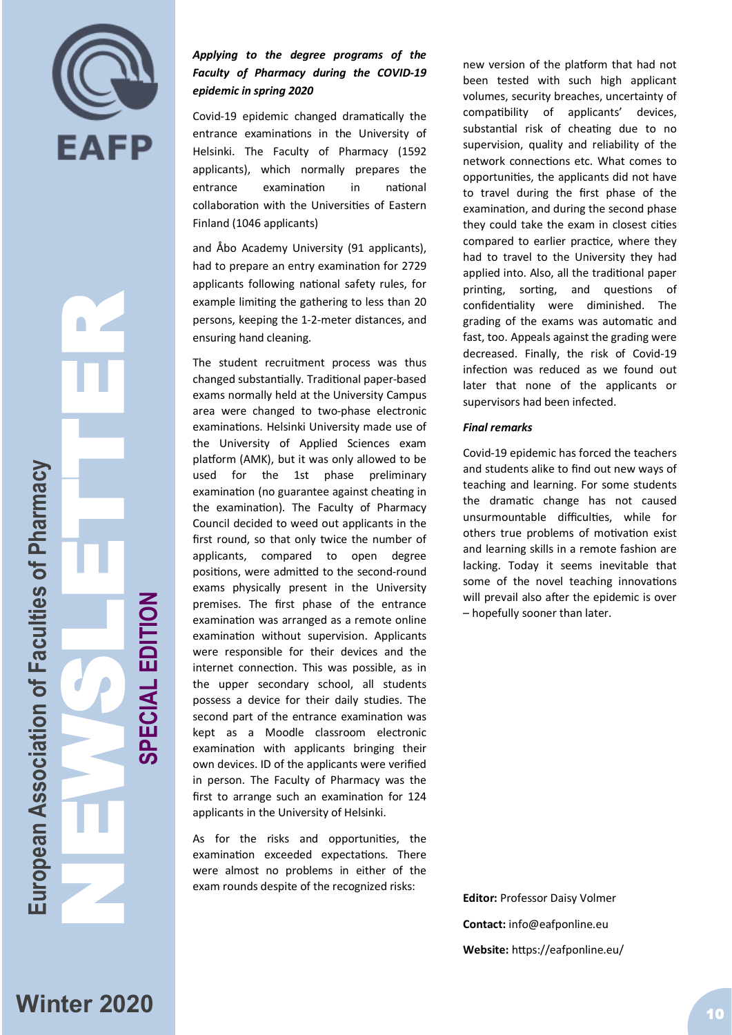***Applying to the degree programs of the Faculty of Pharmacy during the COVID-19 epidemic in spring 2020***

Covid-19 epidemic changed dramatically the entrance examinations in the University of Helsinki. The Faculty of Pharmacy (1592 applicants), which normally prepares the entrance examination in national collaboration with the Universities of Eastern Finland (1046 applicants)

and Åbo Academy University (91 applicants), had to prepare an entry examination for 2729 applicants following national safety rules, for example limiting the gathering to less than 20 persons, keeping the 1-2-meter distances, and ensuring hand cleaning.

The student recruitment process was thus changed substantially. Traditional paper-based exams normally held at the University Campus area were changed to two-phase electronic examinations. Helsinki University made use of the University of Applied Sciences exam platform (AMK), but it was only allowed to be used for the 1st phase preliminary examination (no guarantee against cheating in the examination). The Faculty of Pharmacy Council decided to weed out applicants in the first round, so that only twice the number of applicants, compared to open degree positions, were admitted to the second-round exams physically present in the University premises. The first phase of the entrance examination was arranged as a remote online examination without supervision. Applicants were responsible for their devices and the internet connection. This was possible, as in the upper secondary school, all students possess a device for their daily studies. The second part of the entrance examination was kept as a Moodle classroom electronic examination with applicants bringing their own devices. ID of the applicants were verified in person. The Faculty of Pharmacy was the first to arrange such an examination for 124 applicants in the University of Helsinki.

As for the risks and opportunities, the examination exceeded expectations. There were almost no problems in either of the exam rounds despite of the recognized risks: new version of the platform that had not been tested with such high applicant volumes, security breaches, uncertainty of compatibility of applicants' devices, substantial risk of cheating due to no supervision, quality and reliability of the network connections etc. What comes to opportunities, the applicants did not have to travel during the first phase of the examination, and during the second phase they could take the exam in closest cities compared to earlier practice, where they had to travel to the University they had applied into. Also, all the traditional paper printing, sorting, and questions of confidentiality were diminished. The grading of the exams was automatic and fast, too. Appeals against the grading were decreased. Finally, the risk of Covid-19 infection was reduced as we found out later that none of the applicants or supervisors had been infected.

***Final remarks***

Covid-19 epidemic has forced the teachers and students alike to find out new ways of teaching and learning. For some students the dramatic change has not caused unsurmountable difficulties, while for others true problems of motivation exist and learning skills in a remote fashion are lacking. Today it seems inevitable that some of the novel teaching innovations will prevail also after the epidemic is over – hopefully sooner than later.

**Editor:** Professor Daisy Volmer

**Contact:** info@eafponline.eu

**Website:** https://eafponline.eu/